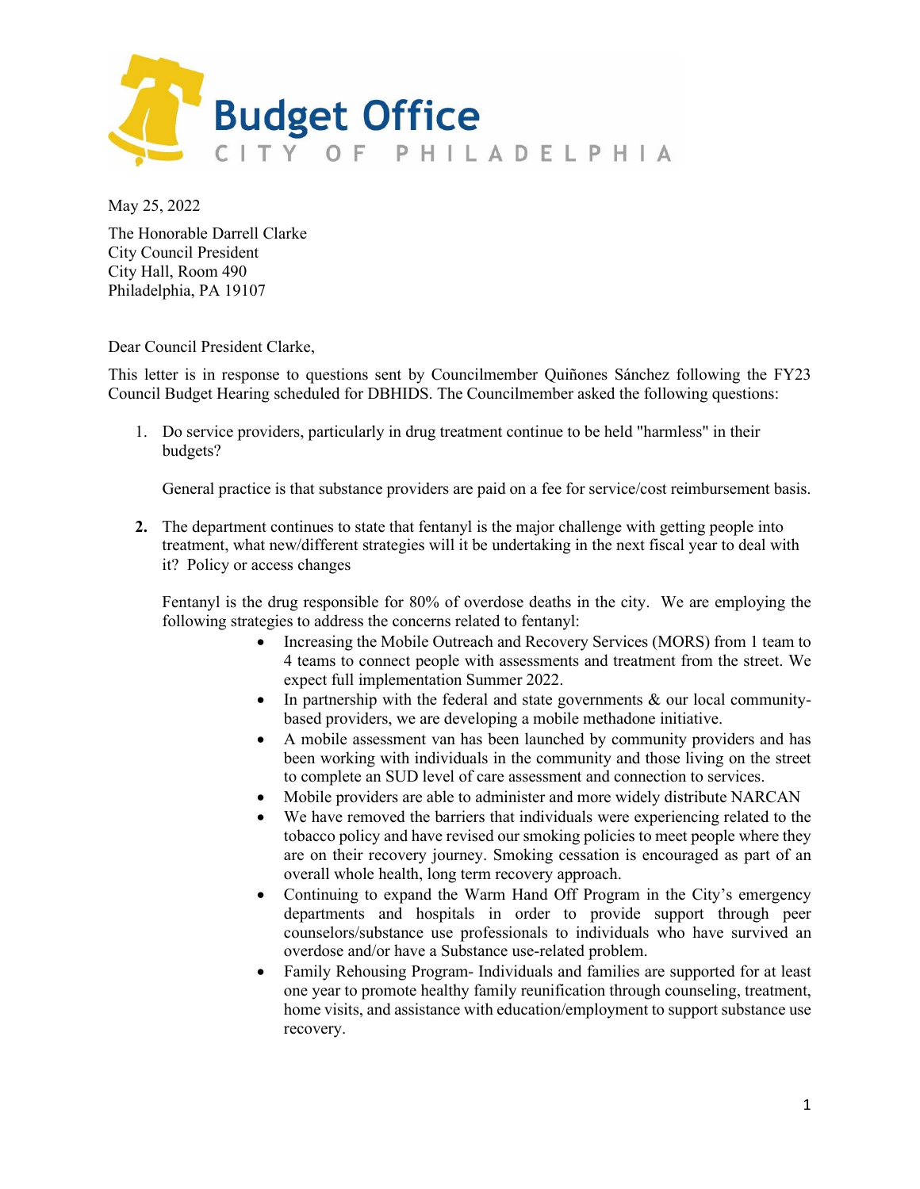# Budget Office

CITY OF PHILADELPHIA

May 25, 2022

The Honorable Darrell Clarke
City Council President
City Hall, Room 490
Philadelphia, PA 19107

Dear Council President Clarke,

This letter is in response to questions sent by Councilmember Quiñones Sánchez following the FY23 Council Budget Hearing scheduled for DBHIDS. The Councilmember asked the following questions:

1. Do service providers, particularly in drug treatment continue to be held "harmless" in their budgets?

   General practice is that substance providers are paid on a fee for service/cost reimbursement basis.

2. The department continues to state that fentanyl is the major challenge with getting people into treatment, what new/different strategies will it be undertaking in the next fiscal year to deal with it? Policy or access changes

   Fentanyl is the drug responsible for 80% of overdose deaths in the city. We are employing the following strategies to address the concerns related to fentanyl:

   - Increasing the Mobile Outreach and Recovery Services (MORS) from 1 team to 4 teams to connect people with assessments and treatment from the street. We expect full implementation Summer 2022.
   - In partnership with the federal and state governments & our local community-based providers, we are developing a mobile methadone initiative.
   - A mobile assessment van has been launched by community providers and has been working with individuals in the community and those living on the street to complete an SUD level of care assessment and connection to services.
   - Mobile providers are able to administer and more widely distribute NARCAN
   - We have removed the barriers that individuals were experiencing related to the tobacco policy and have revised our smoking policies to meet people where they are on their recovery journey. Smoking cessation is encouraged as part of an overall whole health, long term recovery approach.
   - Continuing to expand the Warm Hand Off Program in the City's emergency departments and hospitals in order to provide support through peer counselors/substance use professionals to individuals who have survived an overdose and/or have a Substance use-related problem.
   - Family Rehousing Program- Individuals and families are supported for at least one year to promote healthy family reunification through counseling, treatment, home visits, and assistance with education/employment to support substance use recovery.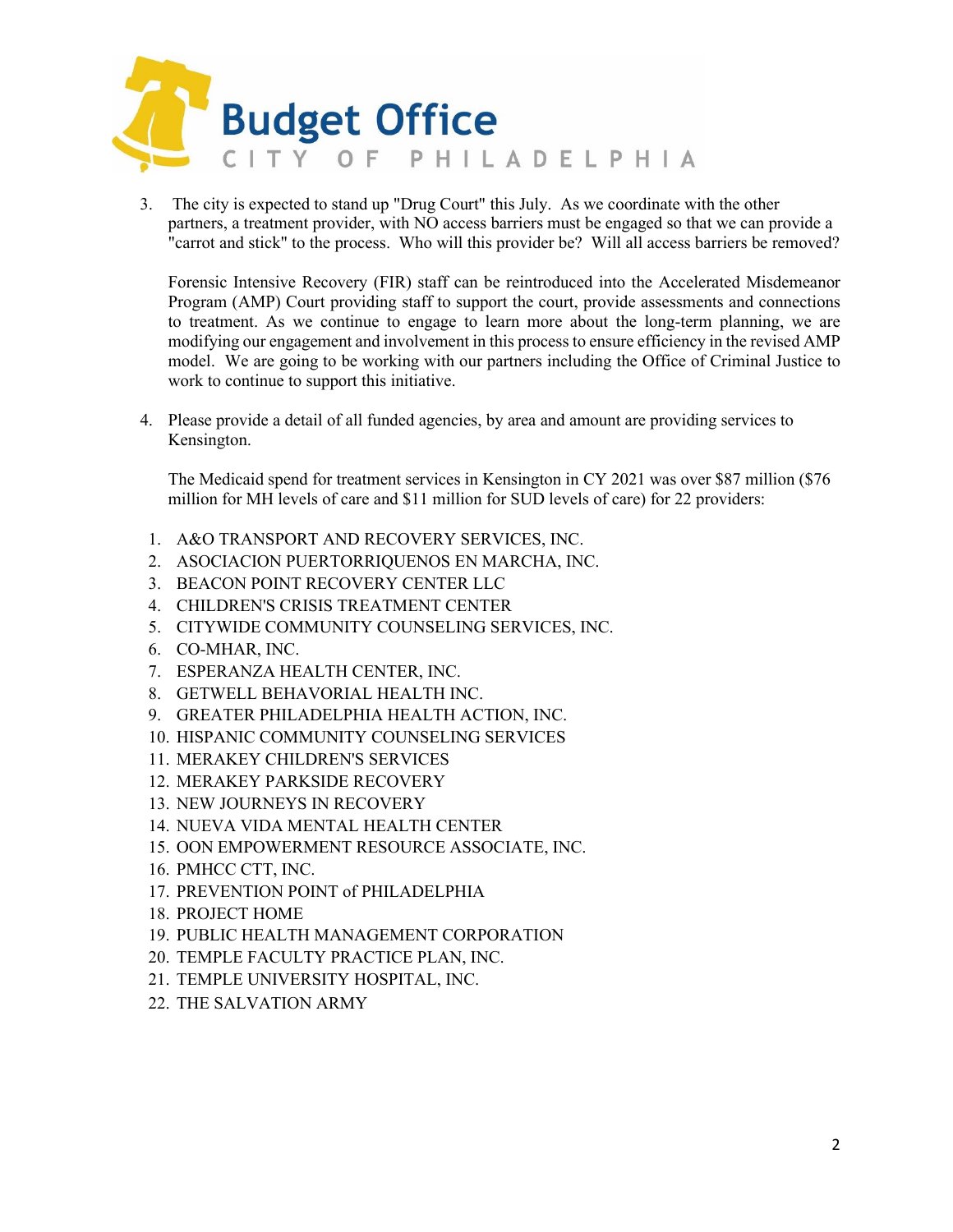3. The city is expected to stand up "Drug Court" this July. As we coordinate with the other partners, a treatment provider, with NO access barriers must be engaged so that we can provide a "carrot and stick" to the process. Who will this provider be? Will all access barriers be removed?

   Forensic Intensive Recovery (FIR) staff can be reintroduced into the Accelerated Misdemeanor Program (AMP) Court providing staff to support the court, provide assessments and connections to treatment. As we continue to engage to learn more about the long-term planning, we are modifying our engagement and involvement in this process to ensure efficiency in the revised AMP model. We are going to be working with our partners including the Office of Criminal Justice to work to continue to support this initiative.

4. Please provide a detail of all funded agencies, by area and amount are providing services to Kensington.

   The Medicaid spend for treatment services in Kensington in CY 2021 was over $87 million ($76 million for MH levels of care and $11 million for SUD levels of care) for 22 providers:

1. A&O TRANSPORT AND RECOVERY SERVICES, INC.
2. ASOCIACION PUERTORRIQUENOS EN MARCHA, INC.
3. BEACON POINT RECOVERY CENTER LLC
4. CHILDREN'S CRISIS TREATMENT CENTER
5. CITYWIDE COMMUNITY COUNSELING SERVICES, INC.
6. CO-MHAR, INC.
7. ESPERANZA HEALTH CENTER, INC.
8. GETWELL BEHAVORIAL HEALTH INC.
9. GREATER PHILADELPHIA HEALTH ACTION, INC.
10. HISPANIC COMMUNITY COUNSELING SERVICES
11. MERAKEY CHILDREN'S SERVICES
12. MERAKEY PARKSIDE RECOVERY
13. NEW JOURNEYS IN RECOVERY
14. NUEVA VIDA MENTAL HEALTH CENTER
15. OON EMPOWERMENT RESOURCE ASSOCIATE, INC.
16. PMHCC CTT, INC.
17. PREVENTION POINT of PHILADELPHIA
18. PROJECT HOME
19. PUBLIC HEALTH MANAGEMENT CORPORATION
20. TEMPLE FACULTY PRACTICE PLAN, INC.
21. TEMPLE UNIVERSITY HOSPITAL, INC.
22. THE SALVATION ARMY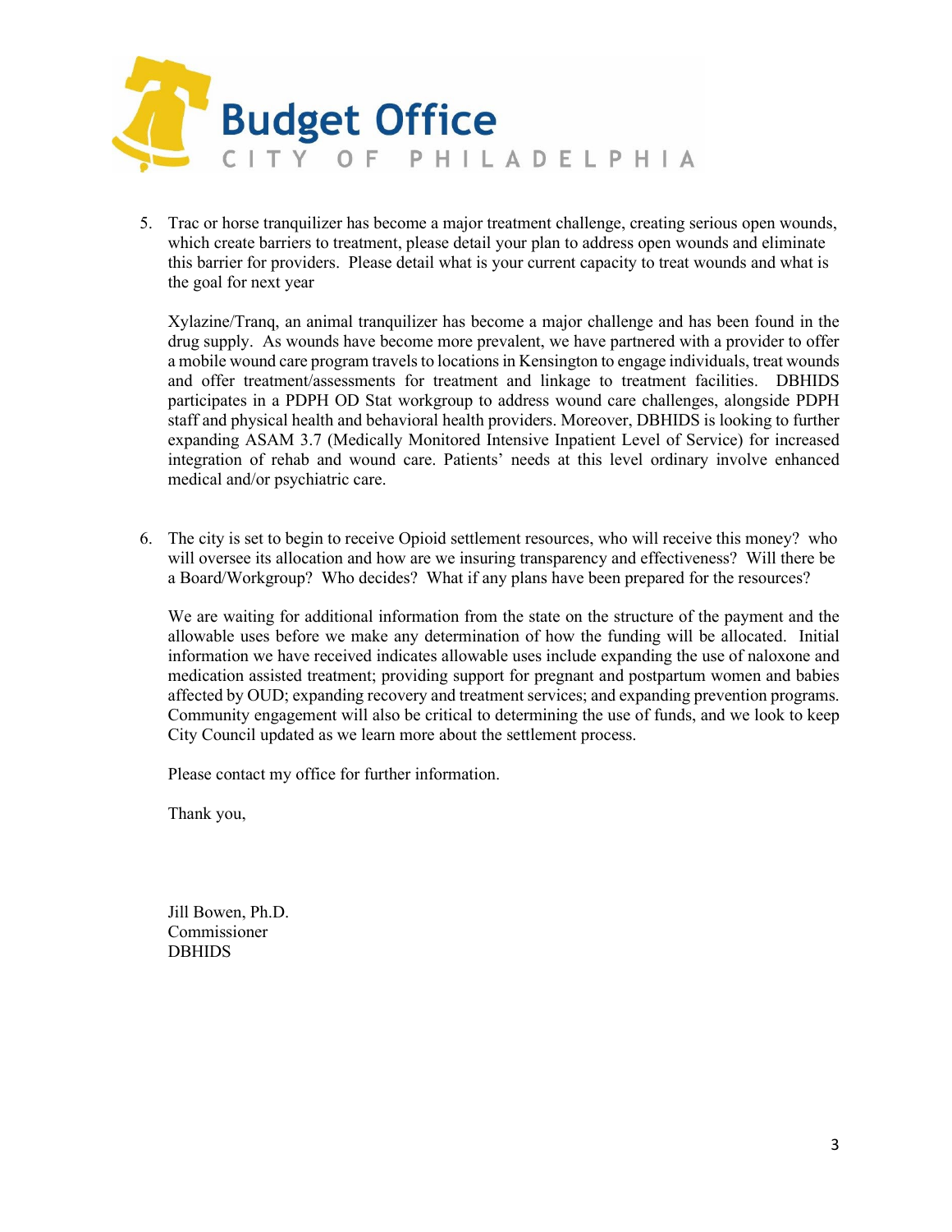5. Trac or horse tranquilizer has become a major treatment challenge, creating serious open wounds, which create barriers to treatment, please detail your plan to address open wounds and eliminate this barrier for providers. Please detail what is your current capacity to treat wounds and what is the goal for next year

   Xylazine/Tranq, an animal tranquilizer has become a major challenge and has been found in the drug supply. As wounds have become more prevalent, we have partnered with a provider to offer a mobile wound care program travels to locations in Kensington to engage individuals, treat wounds and offer treatment/assessments for treatment and linkage to treatment facilities. DBHIDS participates in a PDPH OD Stat workgroup to address wound care challenges, alongside PDPH staff and physical health and behavioral health providers. Moreover, DBHIDS is looking to further expanding ASAM 3.7 (Medically Monitored Intensive Inpatient Level of Service) for increased integration of rehab and wound care. Patients' needs at this level ordinary involve enhanced medical and/or psychiatric care.

6. The city is set to begin to receive Opioid settlement resources, who will receive this money? who will oversee its allocation and how are we insuring transparency and effectiveness? Will there be a Board/Workgroup? Who decides? What if any plans have been prepared for the resources?

   We are waiting for additional information from the state on the structure of the payment and the allowable uses before we make any determination of how the funding will be allocated. Initial information we have received indicates allowable uses include expanding the use of naloxone and medication assisted treatment; providing support for pregnant and postpartum women and babies affected by OUD; expanding recovery and treatment services; and expanding prevention programs. Community engagement will also be critical to determining the use of funds, and we look to keep City Council updated as we learn more about the settlement process.

   Please contact my office for further information.

   Thank you,

   Jill Bowen, Ph.D.
   Commissioner
   DBHIDS